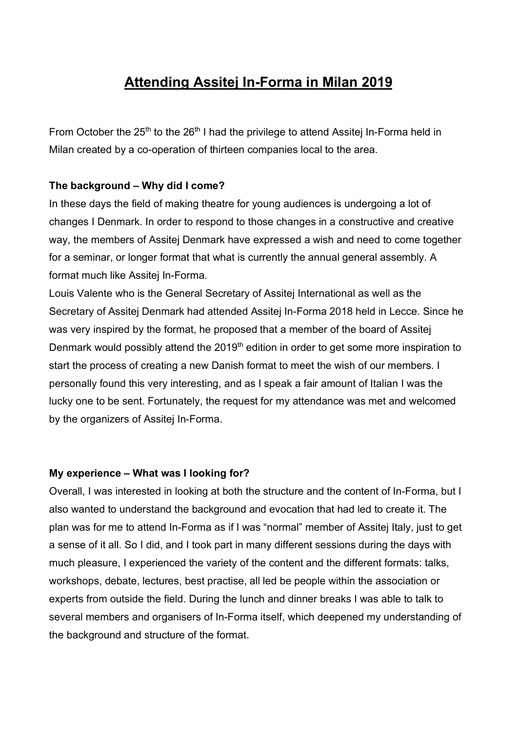# Attending Assitej In-Forma in Milan 2019

From October the 25th to the 26th I had the privilege to attend Assitej In-Forma held in Milan created by a co-operation of thirteen companies local to the area.

**The background – Why did I come?**

In these days the field of making theatre for young audiences is undergoing a lot of changes I Denmark. In order to respond to those changes in a constructive and creative way, the members of Assitej Denmark have expressed a wish and need to come together for a seminar, or longer format that what is currently the annual general assembly. A format much like Assitej In-Forma.

Louis Valente who is the General Secretary of Assitej International as well as the Secretary of Assitej Denmark had attended Assitej In-Forma 2018 held in Lecce. Since he was very inspired by the format, he proposed that a member of the board of Assitej Denmark would possibly attend the 2019th edition in order to get some more inspiration to start the process of creating a new Danish format to meet the wish of our members. I personally found this very interesting, and as I speak a fair amount of Italian I was the lucky one to be sent. Fortunately, the request for my attendance was met and welcomed by the organizers of Assitej In-Forma.

**My experience – What was I looking for?**

Overall, I was interested in looking at both the structure and the content of In-Forma, but I also wanted to understand the background and evocation that had led to create it. The plan was for me to attend In-Forma as if I was "normal" member of Assitej Italy, just to get a sense of it all. So I did, and I took part in many different sessions during the days with much pleasure, I experienced the variety of the content and the different formats: talks, workshops, debate, lectures, best practise, all led be people within the association or experts from outside the field. During the lunch and dinner breaks I was able to talk to several members and organisers of In-Forma itself, which deepened my understanding of the background and structure of the format.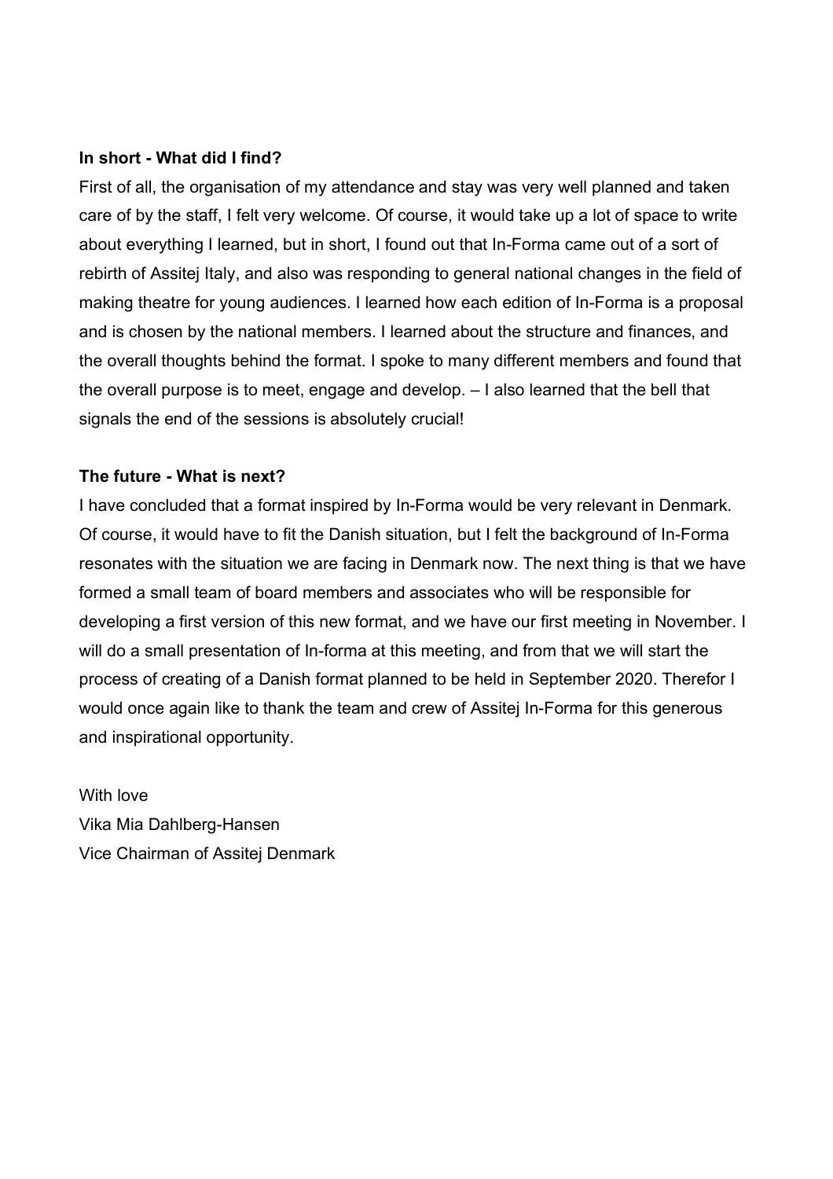**In short - What did I find?**

First of all, the organisation of my attendance and stay was very well planned and taken care of by the staff, I felt very welcome. Of course, it would take up a lot of space to write about everything I learned, but in short, I found out that In-Forma came out of a sort of rebirth of Assitej Italy, and also was responding to general national changes in the field of making theatre for young audiences. I learned how each edition of In-Forma is a proposal and is chosen by the national members. I learned about the structure and finances, and the overall thoughts behind the format. I spoke to many different members and found that the overall purpose is to meet, engage and develop. – I also learned that the bell that signals the end of the sessions is absolutely crucial!

**The future - What is next?**

I have concluded that a format inspired by In-Forma would be very relevant in Denmark. Of course, it would have to fit the Danish situation, but I felt the background of In-Forma resonates with the situation we are facing in Denmark now. The next thing is that we have formed a small team of board members and associates who will be responsible for developing a first version of this new format, and we have our first meeting in November. I will do a small presentation of In-forma at this meeting, and from that we will start the process of creating of a Danish format planned to be held in September 2020. Therefor I would once again like to thank the team and crew of Assitej In-Forma for this generous and inspirational opportunity.

With love
Vika Mia Dahlberg-Hansen
Vice Chairman of Assitej Denmark